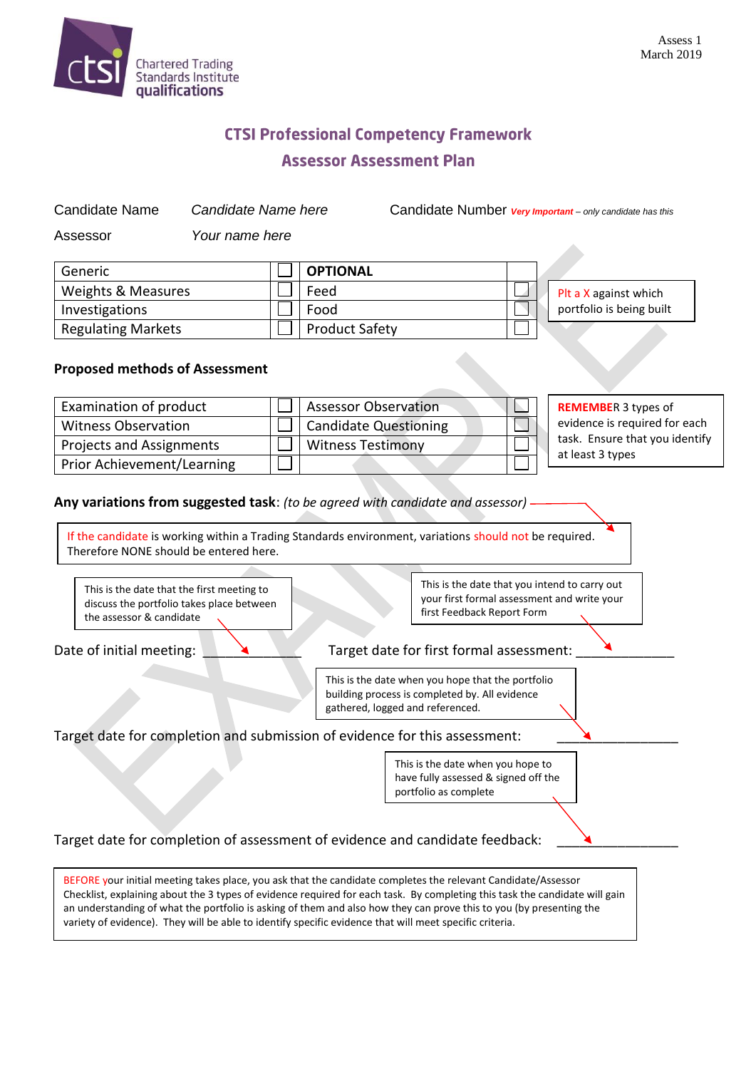Chartered Trading Standards Institute qualifications

Assess 1
March 2019

## CTSI Professional Competency Framework

## Assessor Assessment Plan

Candidate Name *Candidate Name here* Candidate Number ***Very Important** – only candidate has this*

Assessor *Your name here*

| Generic | ☐ | **OPTIONAL** | |
|---|---|---|---|
| Weights & Measures | ☐ | Feed | ☐ |
| Investigations | ☐ | Food | ☐ |
| Regulating Markets | ☐ | Product Safety | ☐ |

Plt a X against which portfolio is being built

**Proposed methods of Assessment**

| Examination of product | ☐ | Assessor Observation | ☐ |
|---|---|---|---|
| Witness Observation | ☐ | Candidate Questioning | ☐ |
| Projects and Assignments | ☐ | Witness Testimony | ☐ |
| Prior Achievement/Learning | ☐ | | ☐ |

REMEMBER 3 types of evidence is required for each task. Ensure that you identify at least 3 types

**Any variations from suggested task**: *(to be agreed with candidate and assessor)*

If the candidate is working within a Trading Standards environment, variations should not be required. Therefore NONE should be entered here.

This is the date that the first meeting to discuss the portfolio takes place between the assessor & candidate

This is the date that you intend to carry out your first formal assessment and write your first Feedback Report Form

Date of initial meeting: _____________ Target date for first formal assessment: _____________

This is the date when you hope that the portfolio building process is completed by. All evidence gathered, logged and referenced.

Target date for completion and submission of evidence for this assessment: _______________

This is the date when you hope to have fully assessed & signed off the portfolio as complete

Target date for completion of assessment of evidence and candidate feedback: _______________

BEFORE your initial meeting takes place, you ask that the candidate completes the relevant Candidate/Assessor Checklist, explaining about the 3 types of evidence required for each task. By completing this task the candidate will gain an understanding of what the portfolio is asking of them and also how they can prove this to you (by presenting the variety of evidence). They will be able to identify specific evidence that will meet specific criteria.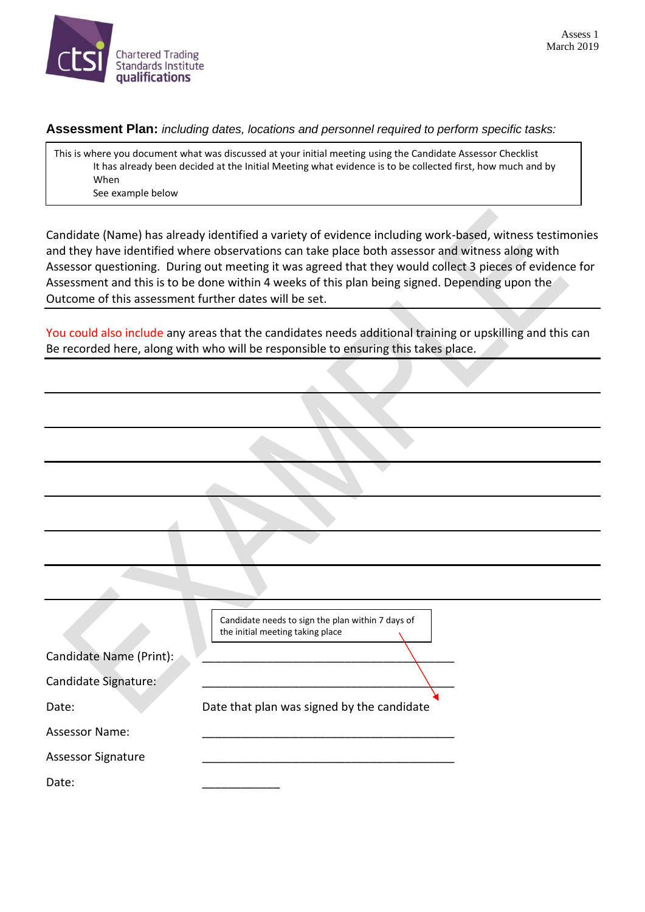**Assessment Plan:** *including dates, locations and personnel required to perform specific tasks:*

> This is where you document what was discussed at your initial meeting using the Candidate Assessor Checklist
> It has already been decided at the Initial Meeting what evidence is to be collected first, how much and by When
> See example below

Candidate (Name) has already identified a variety of evidence including work-based, witness testimonies and they have identified where observations can take place both assessor and witness along with Assessor questioning. During out meeting it was agreed that they would collect 3 pieces of evidence for Assessment and this is to be done within 4 weeks of this plan being signed. Depending upon the Outcome of this assessment further dates will be set.

You could also include any areas that the candidates needs additional training or upskilling and this can Be recorded here, along with who will be responsible to ensuring this takes place.

> Candidate needs to sign the plan within 7 days of the initial meeting taking place

Candidate Name (Print): ________________________________________

Candidate Signature: ________________________________________

Date: Date that plan was signed by the candidate

Assessor Name: ________________________________________

Assessor Signature ________________________________________

Date: ____________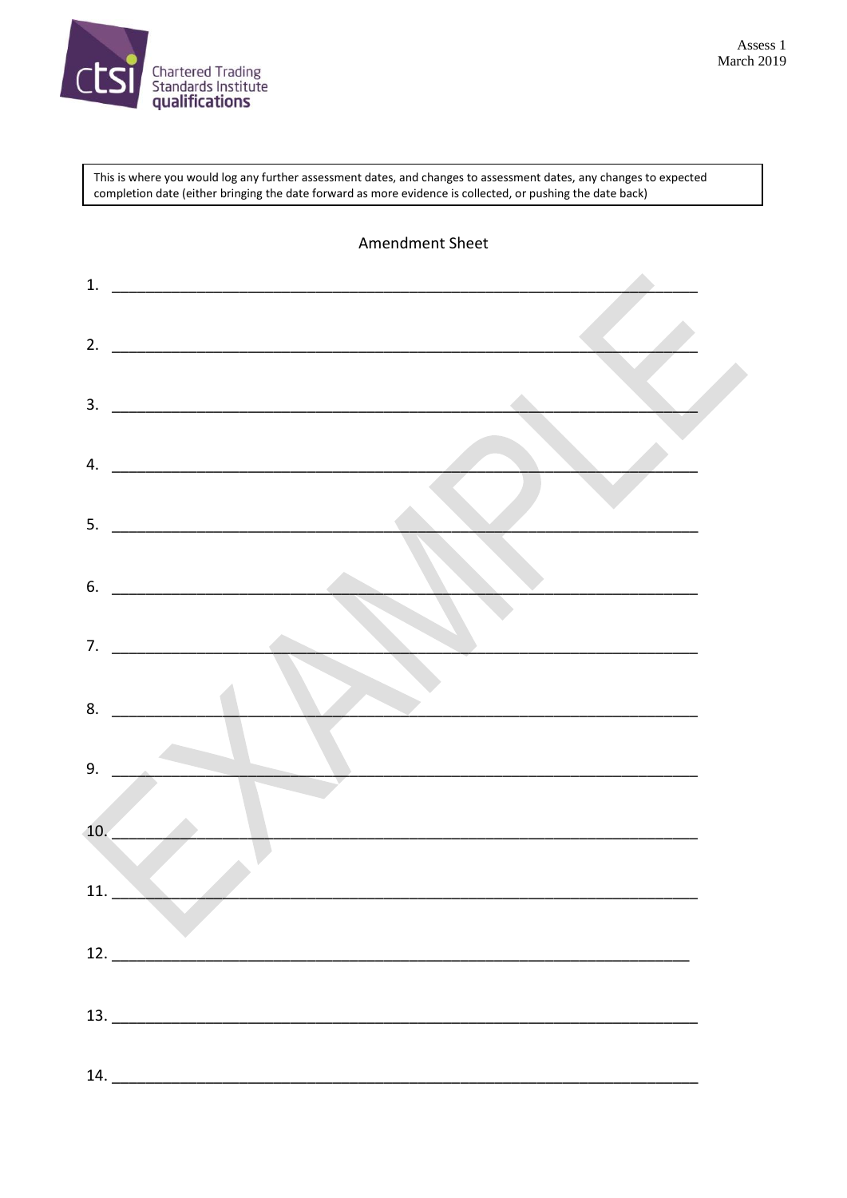Chartered Trading Standards Institute qualifications

Assess 1
March 2019

This is where you would log any further assessment dates, and changes to assessment dates, any changes to expected completion date (either bringing the date forward as more evidence is collected, or pushing the date back)

## Amendment Sheet

1. ______________________________________________________________________

2. ______________________________________________________________________

3. ______________________________________________________________________

4. ______________________________________________________________________

5. ______________________________________________________________________

6. ______________________________________________________________________

7. ______________________________________________________________________

8. ______________________________________________________________________

9. ______________________________________________________________________

10. ______________________________________________________________________

11. ______________________________________________________________________

12. ______________________________________________________________________

13. ______________________________________________________________________

14. ______________________________________________________________________

EXAMPLE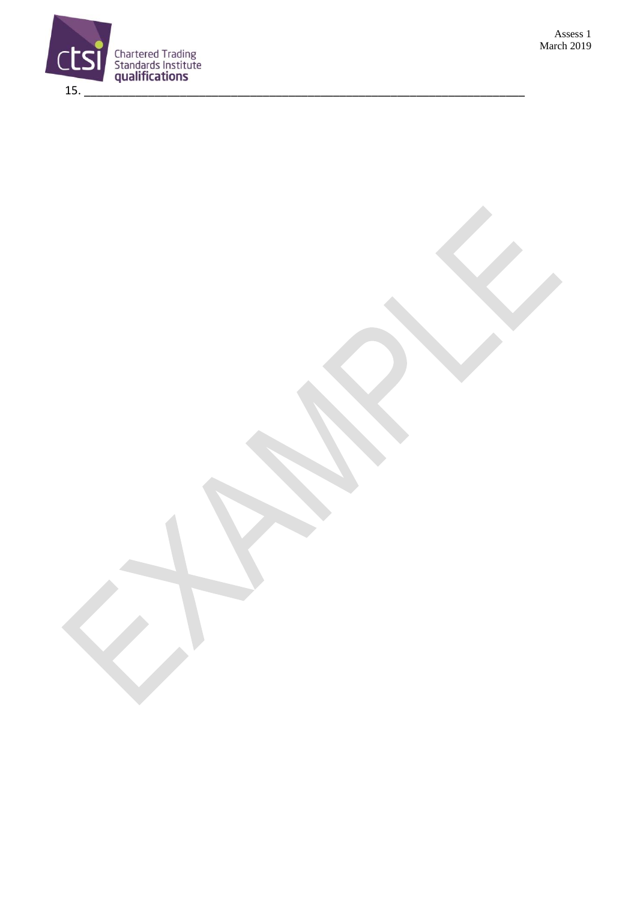15. ___________________________________________________________________________

EXAMPLE